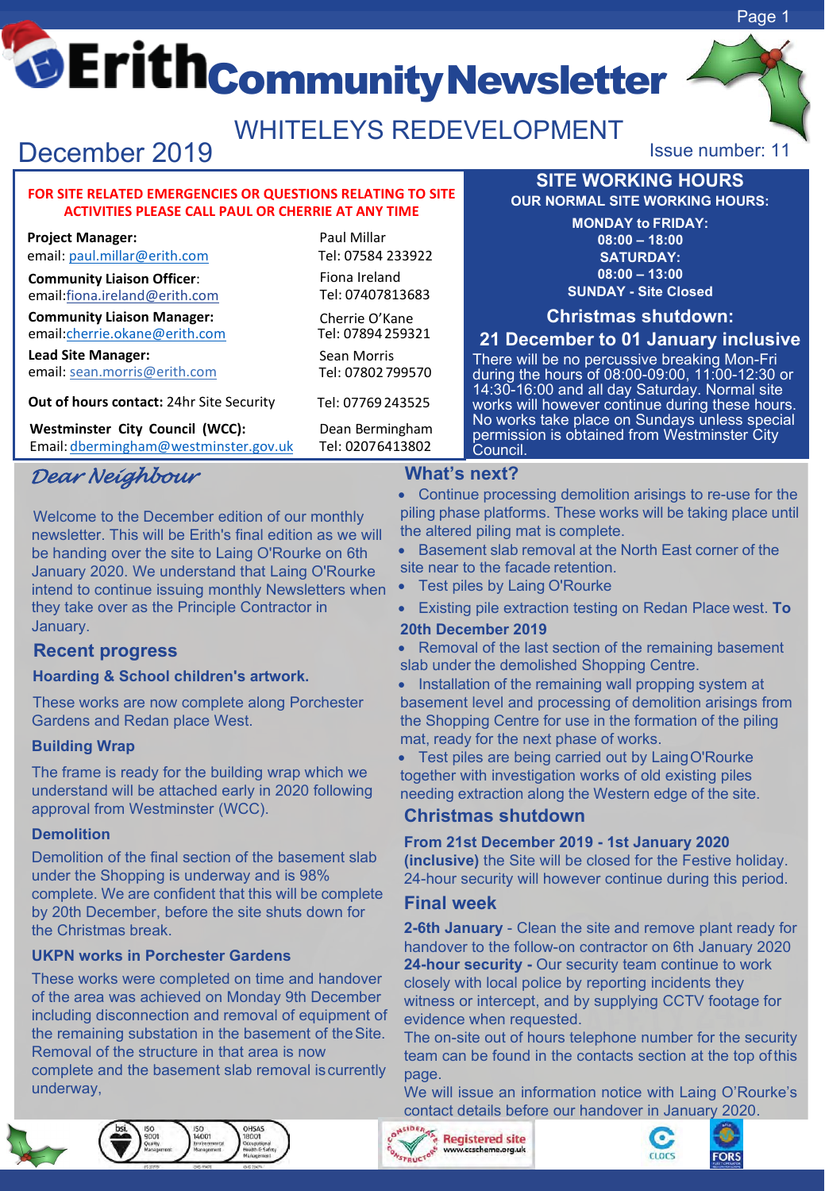# Erith Community Newsletter

## WHITELEYS REDEVELOPMENT

December 2019

Issue number: 11

**FOR SITE RELATED EMERGENCIES OR QUESTIONS RELATING TO SITE ACTIVITIES PLEASE CALL PAUL OR CHERRIE AT ANY TIME**

| | |
|---|---|
| **Project Manager:** email: paul.millar@erith.com | Paul Millar Tel: 07584 233922 |
| **Community Liaison Officer:** email:fiona.ireland@erith.com | Fiona Ireland Tel: 07407813683 |
| **Community Liaison Manager:** email:cherrie.okane@erith.com | Cherrie O'Kane Tel: 07894 259321 |
| **Lead Site Manager:** email: sean.morris@erith.com | Sean Morris Tel: 07802 799570 |
| **Out of hours contact:** 24hr Site Security | Tel: 07769 243525 |
| **Westminster City Council (WCC):** Email: dbermingham@westminster.gov.uk | Dean Bermingham Tel: 02076413802 |

## SITE WORKING HOURS

**OUR NORMAL SITE WORKING HOURS:**

**MONDAY to FRIDAY:**
**08:00 – 18:00**
**SATURDAY:**
**08:00 – 13:00**
**SUNDAY - Site Closed**

### Christmas shutdown:

### 21 December to 01 January inclusive

There will be no percussive breaking Mon-Fri during the hours of 08:00-09:00, 11:00-12:30 or 14:30-16:00 and all day Saturday. Normal site works will however continue during these hours. No works take place on Sundays unless special permission is obtained from Westminster City Council.

## *Dear Neighbour*

Welcome to the December edition of our monthly newsletter. This will be Erith's final edition as we will be handing over the site to Laing O'Rourke on 6th January 2020. We understand that Laing O'Rourke intend to continue issuing monthly Newsletters when they take over as the Principle Contractor in January.

## Recent progress

### Hoarding & School children's artwork.

These works are now complete along Porchester Gardens and Redan place West.

### Building Wrap

The frame is ready for the building wrap which we understand will be attached early in 2020 following approval from Westminster (WCC).

### Demolition

Demolition of the final section of the basement slab under the Shopping is underway and is 98% complete. We are confident that this will be complete by 20th December, before the site shuts down for the Christmas break.

### UKPN works in Porchester Gardens

These works were completed on time and handover of the area was achieved on Monday 9th December including disconnection and removal of equipment of the remaining substation in the basement of the Site. Removal of the structure in that area is now complete and the basement slab removal is currently underway,

## What's next?

- Continue processing demolition arisings to re-use for the piling phase platforms. These works will be taking place until the altered piling mat is complete.
- Basement slab removal at the North East corner of the site near to the facade retention.
- Test piles by Laing O'Rourke
- Existing pile extraction testing on Redan Place west. **To 20th December 2019**
- Removal of the last section of the remaining basement slab under the demolished Shopping Centre.
- Installation of the remaining wall propping system at basement level and processing of demolition arisings from the Shopping Centre for use in the formation of the piling mat, ready for the next phase of works.
- Test piles are being carried out by Laing O'Rourke together with investigation works of old existing piles needing extraction along the Western edge of the site.

## Christmas shutdown

**From 21st December 2019 - 1st January 2020 (inclusive)** the Site will be closed for the Festive holiday. 24-hour security will however continue during this period.

## Final week

**2-6th January** - Clean the site and remove plant ready for handover to the follow-on contractor on 6th January 2020

**24-hour security -** Our security team continue to work closely with local police by reporting incidents they witness or intercept, and by supplying CCTV footage for evidence when requested.

The on-site out of hours telephone number for the security team can be found in the contacts section at the top of this page.

We will issue an information notice with Laing O'Rourke's contact details before our handover in January 2020.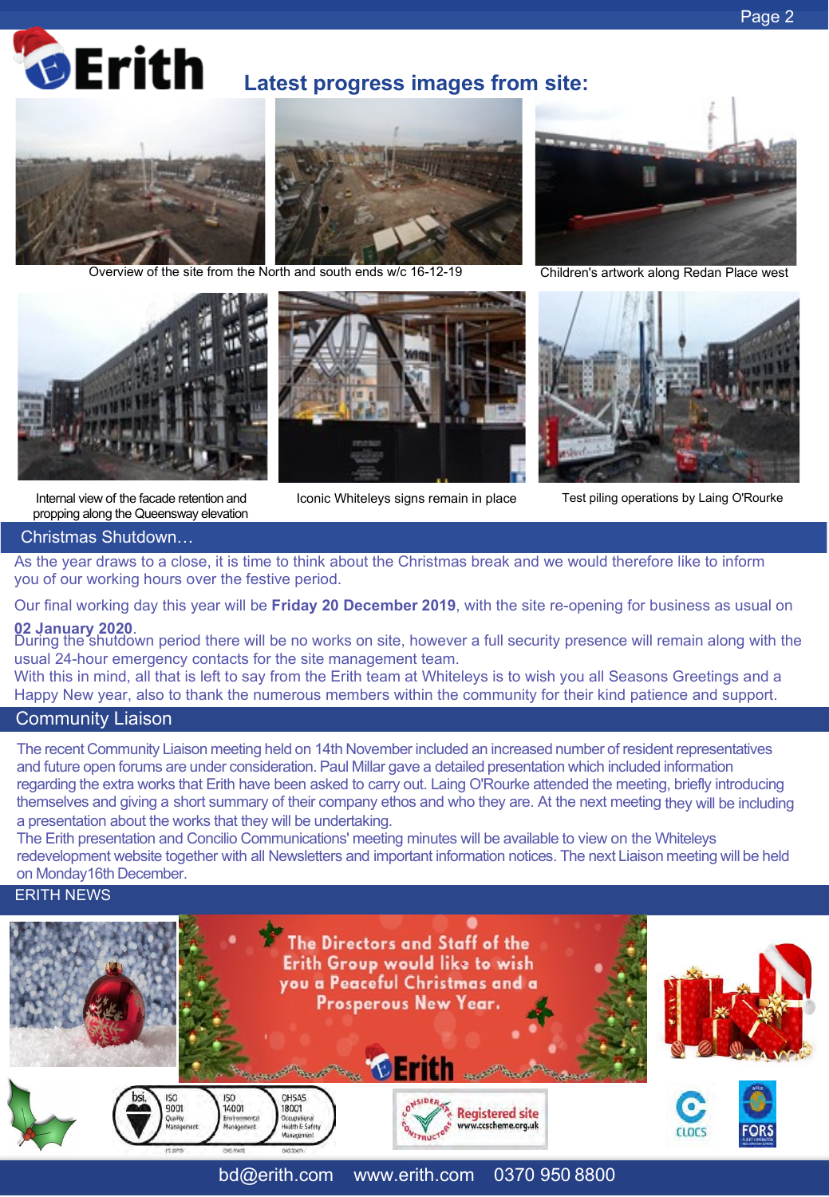## Latest progress images from site:

Overview of the site from the North and south ends w/c 16-12-19

Children's artwork along Redan Place west

Internal view of the facade retention and propping along the Queensway elevation

Iconic Whiteleys signs remain in place

Test piling operations by Laing O'Rourke

## Christmas Shutdown…

As the year draws to a close, it is time to think about the Christmas break and we would therefore like to inform you of our working hours over the festive period.

Our final working day this year will be **Friday 20 December 2019**, with the site re-opening for business as usual on **02 January 2020**.

During the shutdown period there will be no works on site, however a full security presence will remain along with the usual 24-hour emergency contacts for the site management team.

With this in mind, all that is left to say from the Erith team at Whiteleys is to wish you all Seasons Greetings and a Happy New year, also to thank the numerous members within the community for their kind patience and support.

## Community Liaison

The recent Community Liaison meeting held on 14th November included an increased number of resident representatives and future open forums are under consideration. Paul Millar gave a detailed presentation which included information regarding the extra works that Erith have been asked to carry out. Laing O'Rourke attended the meeting, briefly introducing themselves and giving a short summary of their company ethos and who they are. At the next meeting they will be including a presentation about the works that they will be undertaking.

The Erith presentation and Concilio Communications' meeting minutes will be available to view on the Whiteleys redevelopment website together with all Newsletters and important information notices. The next Liaison meeting will be held on Monday16th December.

## ERITH NEWS

The Directors and Staff of the Erith Group would like to wish you a Peaceful Christmas and a Prosperous New Year.

bd@erith.com www.erith.com 0370 950 8800